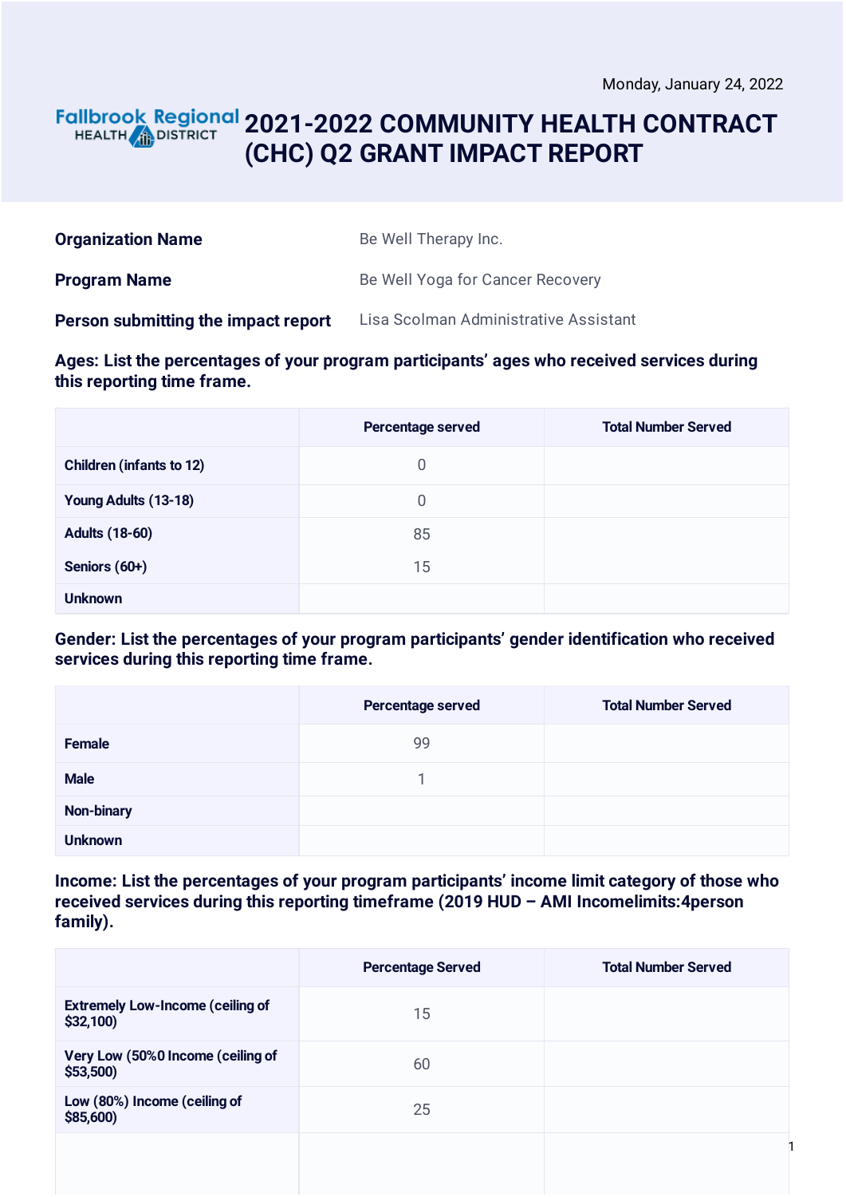Monday, January 24, 2022

Fallbrook Regional HEALTH DISTRICT

# 2021-2022 COMMUNITY HEALTH CONTRACT (CHC) Q2 GRANT IMPACT REPORT

| | |
|---|---|
| **Organization Name** | Be Well Therapy Inc. |
| **Program Name** | Be Well Yoga for Cancer Recovery |
| **Person submitting the impact report** | Lisa Scolman Administrative Assistant |

**Ages: List the percentages of your program participants' ages who received services during this reporting time frame.**

| | Percentage served | Total Number Served |
|---|---|---|
| Children (infants to 12) | 0 | |
| Young Adults (13-18) | 0 | |
| Adults (18-60) | 85 | |
| Seniors (60+) | 15 | |
| Unknown | | |

**Gender: List the percentages of your program participants' gender identification who received services during this reporting time frame.**

| | Percentage served | Total Number Served |
|---|---|---|
| Female | 99 | |
| Male | 1 | |
| Non-binary | | |
| Unknown | | |

**Income: List the percentages of your program participants' income limit category of those who received services during this reporting timeframe (2019 HUD – AMI Incomelimits:4person family).**

| | Percentage Served | Total Number Served |
|---|---|---|
| Extremely Low-Income (ceiling of $32,100) | 15 | |
| Very Low (50%0 Income (ceiling of $53,500) | 60 | |
| Low (80%) Income (ceiling of $85,600) | 25 | |
| | | |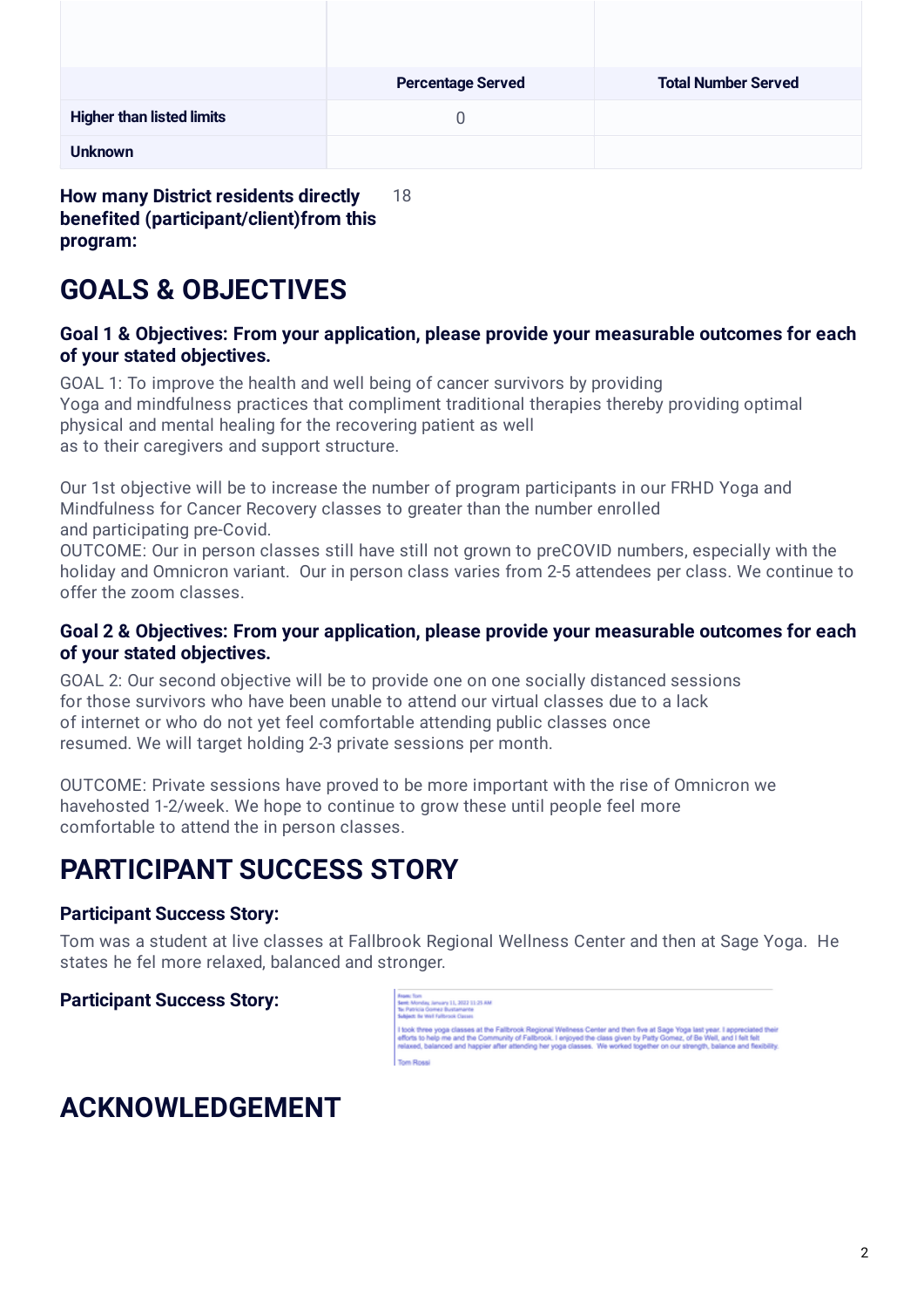| | Percentage Served | Total Number Served |
|---|---|---|
| **Higher than listed limits** | 0 | |
| **Unknown** | | |

**How many District residents directly benefited (participant/client)from this program:** 18

# GOALS & OBJECTIVES

### Goal 1 & Objectives: From your application, please provide your measurable outcomes for each of your stated objectives.

GOAL 1: To improve the health and well being of cancer survivors by providing Yoga and mindfulness practices that compliment traditional therapies thereby providing optimal physical and mental healing for the recovering patient as well as to their caregivers and support structure.

Our 1st objective will be to increase the number of program participants in our FRHD Yoga and Mindfulness for Cancer Recovery classes to greater than the number enrolled and participating pre-Covid.
OUTCOME: Our in person classes still have still not grown to preCOVID numbers, especially with the holiday and Omnicron variant. Our in person class varies from 2-5 attendees per class. We continue to offer the zoom classes.

### Goal 2 & Objectives: From your application, please provide your measurable outcomes for each of your stated objectives.

GOAL 2: Our second objective will be to provide one on one socially distanced sessions for those survivors who have been unable to attend our virtual classes due to a lack of internet or who do not yet feel comfortable attending public classes once resumed. We will target holding 2-3 private sessions per month.

OUTCOME: Private sessions have proved to be more important with the rise of Omnicron we havehosted 1-2/week. We hope to continue to grow these until people feel more comfortable to attend the in person classes.

# PARTICIPANT SUCCESS STORY

### Participant Success Story:

Tom was a student at live classes at Fallbrook Regional Wellness Center and then at Sage Yoga. He states he fel more relaxed, balanced and stronger.

### Participant Success Story:

From: Tom
Sent: Monday, January 11, 2022 11:25 AM
To: Patricia Gomez Bustamante
Subject: Be Well Fallbrook Classes

I took three yoga classes at the Fallbrook Regional Wellness Center and then five at Sage Yoga last year. I appreciated their efforts to help me and the Community of Fallbrook. I enjoyed the class given by Patty Gomez, of Be Well, and I felt felt relaxed, balanced and happier after attending her yoga classes. We worked together on our strength, balance and flexibility.

Tom Rossi

# ACKNOWLEDGEMENT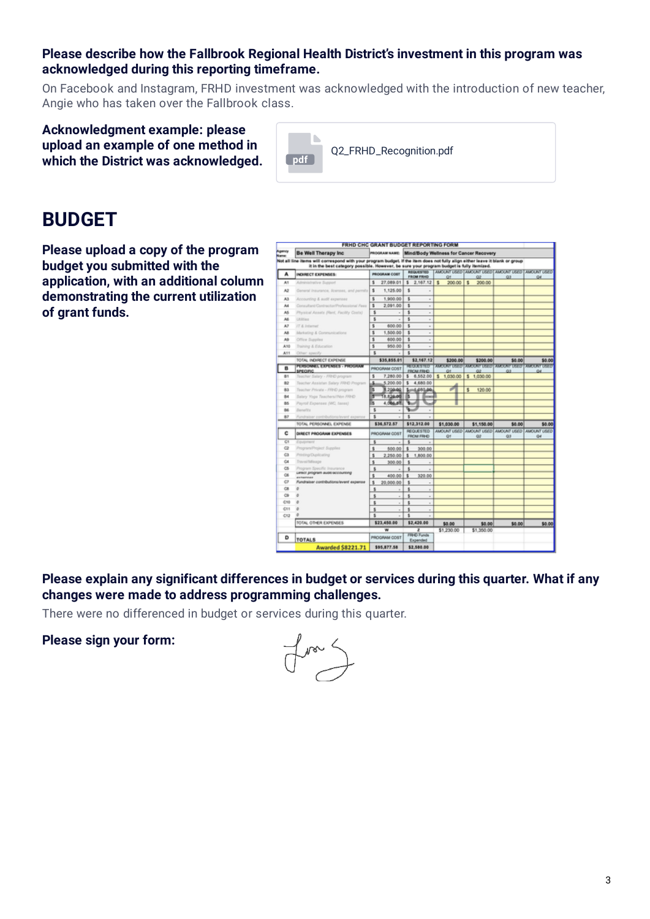**Please describe how the Fallbrook Regional Health District's investment in this program was acknowledged during this reporting timeframe.**

On Facebook and Instagram, FRHD investment was acknowledged with the introduction of new teacher, Angie who has taken over the Fallbrook class.

**Acknowledgment example: please upload an example of one method in which the District was acknowledged.**

Q2_FRHD_Recognition.pdf

# BUDGET

**Please upload a copy of the program budget you submitted with the application, with an additional column demonstrating the current utilization of grant funds.**

**FRHD CHC GRANT BUDGET REPORTING FORM**

Agency Name: Be Well Therapy Inc — PROGRAM NAME: Mind/Body Wellness for Cancer Recovery

Not all line items will correspond with your program budget. If the item does not fully align either leave it blank or group it in the best category possible. However, be sure your program budget is fully itemized.

| | | | | | | | |
|---|---|---|---|---|---|---|---|
| **A** | **INDIRECT EXPENSES:** | **PROGRAM COST** | **REQUESTED FROM FRHD** | **AMOUNT USED Q1** | **AMOUNT USED Q2** | **AMOUNT USED Q3** | **AMOUNT USED Q4** |
| A1 | Administrative Support | $ 27,089.01 | $ 2,167.12 | $ 200.00 | $ 200.00 | | |
| A2 | General Insurance, licenses, and permits | $ 1,125.00 | $ - | | | | |
| A3 | Accounting & audit expenses | $ 1,900.00 | $ - | | | | |
| A4 | Consultant/Contractor/Professional Fees | $ 2,091.00 | $ - | | | | |
| A5 | Physical Assets (Rent, Facility Costs) | $ - | $ - | | | | |
| A6 | Utilities | $ - | $ - | | | | |
| A7 | IT & Internet | $ 600.00 | $ - | | | | |
| A8 | Marketing & Communications | $ 1,500.00 | $ - | | | | |
| A9 | Office Supplies | $ 600.00 | $ - | | | | |
| A10 | Training & Education | $ 950.00 | $ - | | | | |
| A11 | Other: specify | $ - | $ - | | | | |
| | TOTAL INDIRECT EXPENSE | $35,855.01 | $2,167.12 | $200.00 | $200.00 | $0.00 | $0.00 |
| **B** | **PERSONNEL EXPENSES - PROGRAM SPECIFIC** | **PROGRAM COST** | **REQUESTED FROM FRHD** | **AMOUNT USED Q1** | **AMOUNT USED Q2** | **AMOUNT USED Q3** | **AMOUNT USED Q4** |
| B1 | Teacher Salary - FRHD program | $ 7,280.00 | $ 6,552.00 | $ 1,030.00 | $ 1,030.00 | | |
| B2 | Teacher Assistant Salary FRHD Program | $ 5,200.00 | $ 4,680.00 | | | | |
| B3 | Teacher Private - FRHD program | $ 1,200.00 | $ 1,080.00 | | $ 120.00 | | |
| B4 | Salary Yoga Teachers/Non FRHD | $ 18,826.00 | $ - | | | | |
| B5 | Payroll Expenses (WC, taxes) | $ 4,066.57 | $ - | | | | |
| B6 | Benefits | $ - | $ - | | | | |
| B7 | Fundraiser contributions/event expense | $ - | $ - | | | | |
| | TOTAL PERSONNEL EXPENSE | $36,572.57 | $12,312.00 | $1,030.00 | $1,150.00 | $0.00 | $0.00 |
| **C** | **DIRECT PROGRAM EXPENSES** | **PROGRAM COST** | **REQUESTED FROM FRHD** | **AMOUNT USED Q1** | **AMOUNT USED Q2** | **AMOUNT USED Q3** | **AMOUNT USED Q4** |
| C1 | Equipment | $ - | $ - | | | | |
| C2 | Program/Project Supplies | $ 500.00 | $ 300.00 | | | | |
| C3 | Printing/Duplicating | $ 2,250.00 | $ 1,800.00 | | | | |
| C4 | Travel/Mileage | $ 300.00 | $ - | | | | |
| C5 | Program Specific Insurance | $ - | $ - | | | | |
| C6 | Direct program audit/accounting expenses | $ 400.00 | $ 320.00 | | | | |
| C7 | Fundraiser contributions/event expense | $ 20,000.00 | $ - | | | | |
| C8 | 0 | $ - | $ - | | | | |
| C9 | 0 | $ - | $ - | | | | |
| C10 | 0 | $ - | $ - | | | | |
| C11 | 0 | $ - | $ - | | | | |
| C12 | 0 | $ - | $ - | | | | |
| | TOTAL OTHER EXPENSES | $23,450.00 | $2,420.00 | $0.00 | $0.00 | $0.00 | $0.00 |
| | | W | Z | $1,230.00 | $1,350.00 | | |
| **D** | **TOTALS** | PROGRAM COST | FRHD Funds Expended | | | | |
| | Awarded $8221.71 | $95,877.58 | $2,580.00 | | | | |

**Please explain any significant differences in budget or services during this quarter. What if any changes were made to address programming challenges.**

There were no differenced in budget or services during this quarter.

**Please sign your form:**